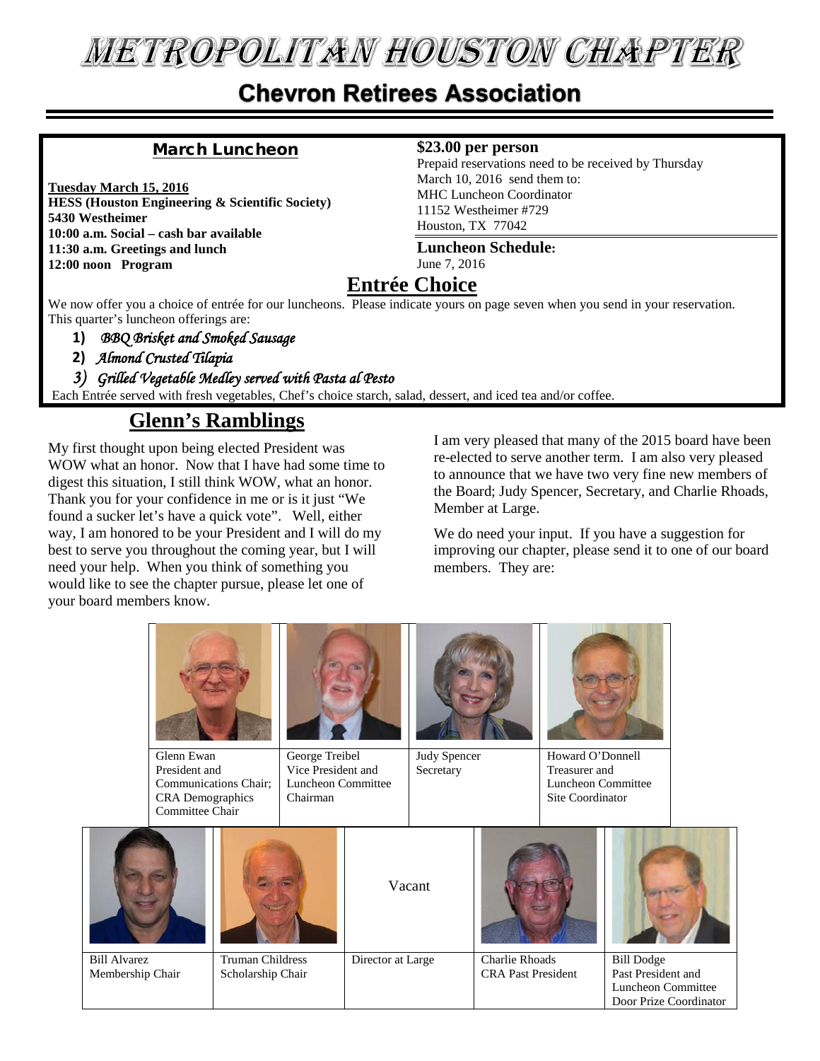# METROPOLITAN HOUSTON CHAPTER

## Chevron Retirees Association

### March Luncheon

**Tuesday March 15, 2016**
**HESS (Houston Engineering & Scientific Society)**
**5430 Westheimer**
**10:00 a.m. Social – cash bar available**
**11:30 a.m. Greetings and lunch**
**12:00 noon Program**

**$23.00 per person**

Prepaid reservations need to be received by Thursday March 10, 2016 send them to:
MHC Luncheon Coordinator
11152 Westheimer #729
Houston, TX 77042

**Luncheon Schedule:**
June 7, 2016

## Entrée Choice

We now offer you a choice of entrée for our luncheons. Please indicate yours on page seven when you send in your reservation. This quarter's luncheon offerings are:

1) *BBQ Brisket and Smoked Sausage*
2) *Almond Crusted Tilapia*
3) *Grilled Vegetable Medley served with Pasta al Pesto*

Each Entrée served with fresh vegetables, Chef's choice starch, salad, dessert, and iced tea and/or coffee.

## Glenn's Ramblings

My first thought upon being elected President was WOW what an honor. Now that I have had some time to digest this situation, I still think WOW, what an honor. Thank you for your confidence in me or is it just "We found a sucker let's have a quick vote". Well, either way, I am honored to be your President and I will do my best to serve you throughout the coming year, but I will need your help. When you think of something you would like to see the chapter pursue, please let one of your board members know.

I am very pleased that many of the 2015 board have been re-elected to serve another term. I am also very pleased to announce that we have two very fine new members of the Board; Judy Spencer, Secretary, and Charlie Rhoads, Member at Large.

We do need your input. If you have a suggestion for improving our chapter, please send it to one of our board members. They are:

| Glenn Ewan | George Treibel | Judy Spencer | Howard O'Donnell |
|---|---|---|---|
| President and Communications Chair; CRA Demographics Committee Chair | Vice President and Luncheon Committee Chairman | Secretary | Treasurer and Luncheon Committee Site Coordinator |

| Bill Alvarez | Truman Childress | Vacant | Charlie Rhoads | Bill Dodge |
|---|---|---|---|---|
| Membership Chair | Scholarship Chair | Director at Large | CRA Past President | Past President and Luncheon Committee Door Prize Coordinator |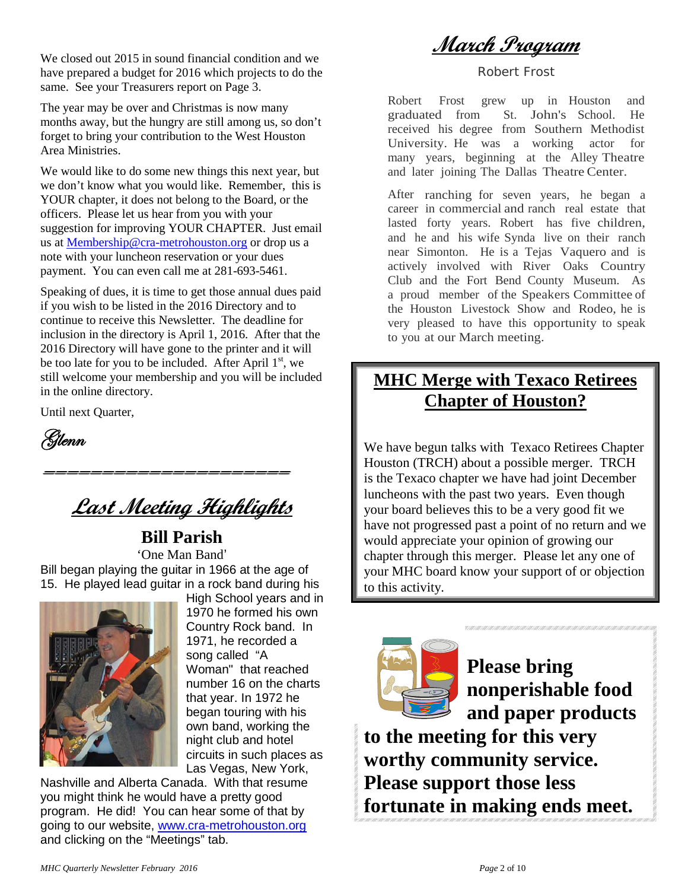We closed out 2015 in sound financial condition and we have prepared a budget for 2016 which projects to do the same. See your Treasurers report on Page 3.

The year may be over and Christmas is now many months away, but the hungry are still among us, so don't forget to bring your contribution to the West Houston Area Ministries.

We would like to do some new things this next year, but we don't know what you would like. Remember, this is YOUR chapter, it does not belong to the Board, or the officers. Please let us hear from you with your suggestion for improving YOUR CHAPTER. Just email us at Membership@cra-metrohouston.org or drop us a note with your luncheon reservation or your dues payment. You can even call me at 281-693-5461.

Speaking of dues, it is time to get those annual dues paid if you wish to be listed in the 2016 Directory and to continue to receive this Newsletter. The deadline for inclusion in the directory is April 1, 2016. After that the 2016 Directory will have gone to the printer and it will be too late for you to be included. After April 1st, we still welcome your membership and you will be included in the online directory.

Until next Quarter,

*Glenn*

===================

# Last Meeting Highlights

## Bill Parish

'One Man Band'

Bill began playing the guitar in 1966 at the age of 15. He played lead guitar in a rock band during his High School years and in 1970 he formed his own Country Rock band. In 1971, he recorded a song called "A Woman" that reached number 16 on the charts that year. In 1972 he began touring with his own band, working the night club and hotel circuits in such places as Las Vegas, New York, Nashville and Alberta Canada. With that resume you might think he would have a pretty good program. He did! You can hear some of that by going to our website, www.cra-metrohouston.org and clicking on the "Meetings" tab.

# March Program

Robert Frost

Robert Frost grew up in Houston and graduated from St. John's School. He received his degree from Southern Methodist University. He was a working actor for many years, beginning at the Alley Theatre and later joining The Dallas Theatre Center.

After ranching for seven years, he began a career in commercial and ranch real estate that lasted forty years. Robert has five children, and he and his wife Synda live on their ranch near Simonton. He is a Tejas Vaquero and is actively involved with River Oaks Country Club and the Fort Bend County Museum. As a proud member of the Speakers Committee of the Houston Livestock Show and Rodeo, he is very pleased to have this opportunity to speak to you at our March meeting.

## MHC Merge with Texaco Retirees Chapter of Houston?

We have begun talks with Texaco Retirees Chapter Houston (TRCH) about a possible merger. TRCH is the Texaco chapter we have had joint December luncheons with the past two years. Even though your board believes this to be a very good fit we have not progressed past a point of no return and we would appreciate your opinion of growing our chapter through this merger. Please let any one of your MHC board know your support of or objection to this activity.

**Please bring nonperishable food and paper products to the meeting for this very worthy community service. Please support those less fortunate in making ends meet.**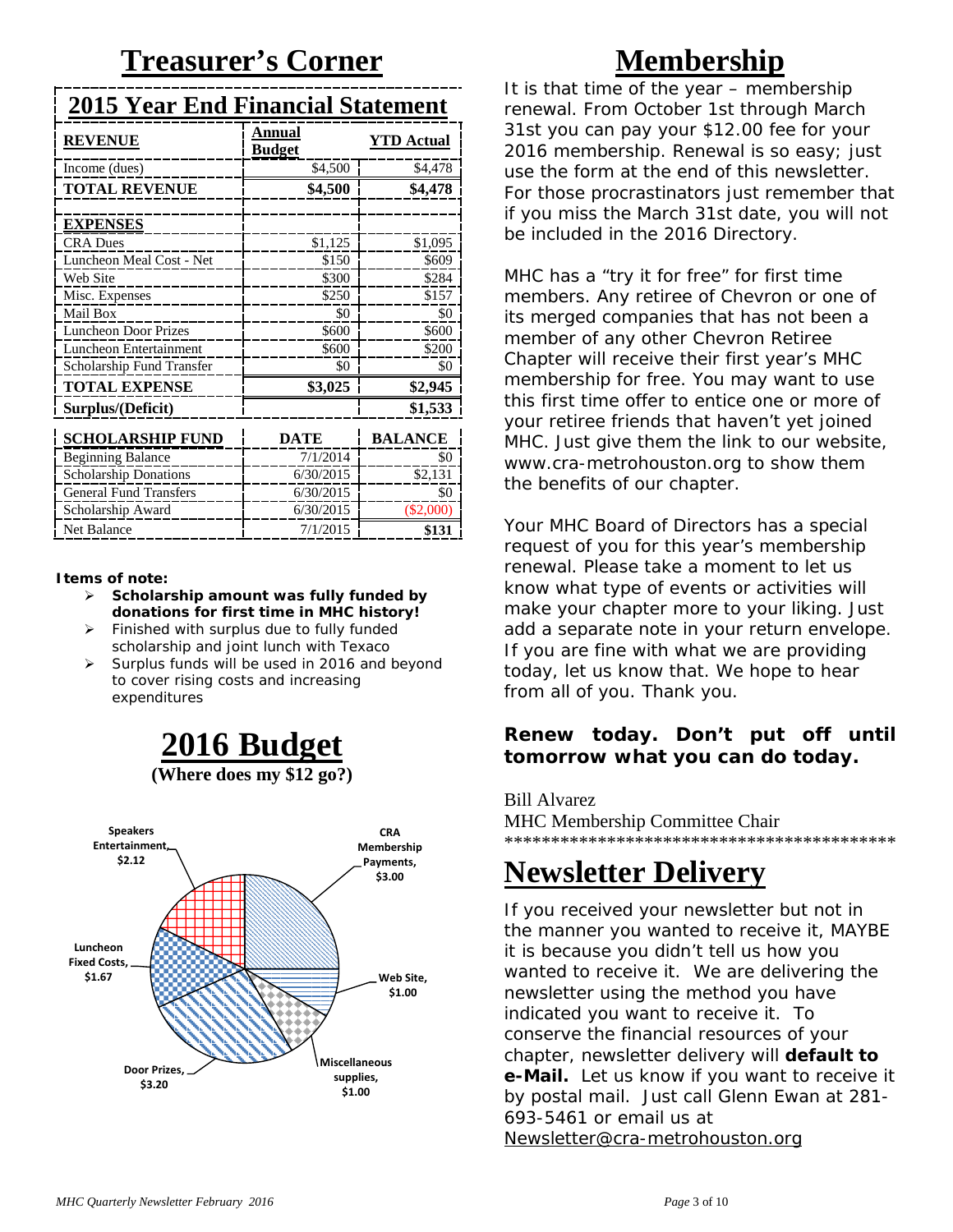# Treasurer's Corner

## 2015 Year End Financial Statement

| REVENUE | Annual Budget | YTD Actual |
|---|---|---|
| Income (dues) | $4,500 | $4,478 |
| **TOTAL REVENUE** | **$4,500** | **$4,478** |
| **EXPENSES** | | |
| CRA Dues | $1,125 | $1,095 |
| Luncheon Meal Cost - Net | $150 | $609 |
| Web Site | $300 | $284 |
| Misc. Expenses | $250 | $157 |
| Mail Box | $0 | $0 |
| Luncheon Door Prizes | $600 | $600 |
| Luncheon Entertainment | $600 | $200 |
| Scholarship Fund Transfer | $0 | $0 |
| **TOTAL EXPENSE** | **$3,025** | **$2,945** |
| **Surplus/(Deficit)** | | **$1,533** |

| SCHOLARSHIP FUND | DATE | BALANCE |
|---|---|---|
| Beginning Balance | 7/1/2014 | $0 |
| Scholarship Donations | 6/30/2015 | $2,131 |
| General Fund Transfers | 6/30/2015 | $0 |
| Scholarship Award | 6/30/2015 | ($2,000) |
| Net Balance | 7/1/2015 | **$131** |

**Items of note:**

- **Scholarship amount was fully funded by donations for first time in MHC history!**
- Finished with surplus due to fully funded scholarship and joint lunch with Texaco
- Surplus funds will be used in 2016 and beyond to cover rising costs and increasing expenditures

## 2016 Budget

**(Where does my $12 go?)**

- CRA Membership Payments, $3.00
- Web Site, $1.00
- Miscellaneous supplies, $1.00
- Door Prizes, $3.20
- Luncheon Fixed Costs, $1.67
- Speakers Entertainment, $2.12

# Membership

It is that time of the year – membership renewal. From October 1st through March 31st you can pay your $12.00 fee for your 2016 membership. Renewal is so easy; just use the form at the end of this newsletter. For those procrastinators just remember that if you miss the March 31st date, you will not be included in the 2016 Directory.

MHC has a "try it for free" for first time members. Any retiree of Chevron or one of its merged companies that has not been a member of any other Chevron Retiree Chapter will receive their first year's MHC membership for free. You may want to use this first time offer to entice one or more of your retiree friends that haven't yet joined MHC. Just give them the link to our website, www.cra-metrohouston.org to show them the benefits of our chapter.

Your MHC Board of Directors has a special request of you for this year's membership renewal. Please take a moment to let us know what type of events or activities will make your chapter more to your liking. Just add a separate note in your return envelope. If you are fine with what we are providing today, let us know that. We hope to hear from all of you. Thank you.

**Renew today. Don't put off until tomorrow what you can do today.**

Bill Alvarez
MHC Membership Committee Chair

*****************************************

# Newsletter Delivery

If you received your newsletter but not in the manner you wanted to receive it, MAYBE it is because you didn't tell us how you wanted to receive it. We are delivering the newsletter using the method you have indicated you want to receive it. To conserve the financial resources of your chapter, newsletter delivery will **default to e-Mail.** Let us know if you want to receive it by postal mail. Just call Glenn Ewan at 281-693-5461 or email us at Newsletter@cra-metrohouston.org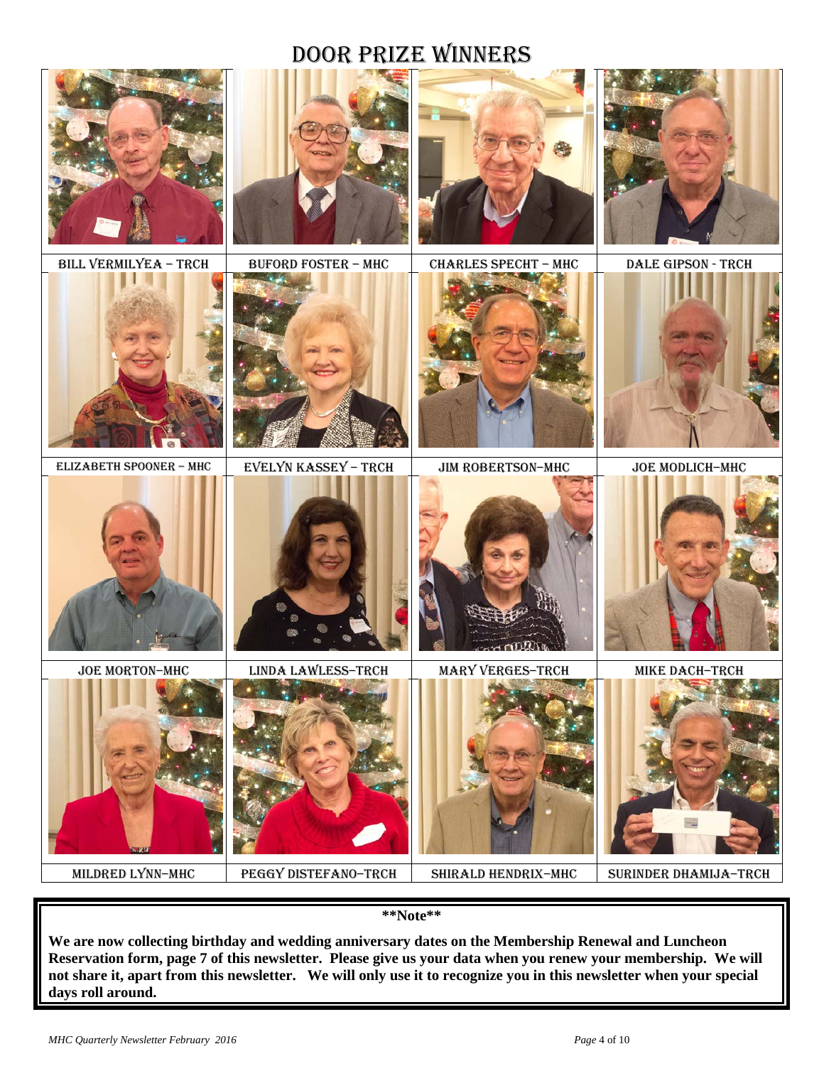# Door Prize Winners

| | | | |
|---|---|---|---|
| BILL VERMILYEA – TRCH | BUFORD FOSTER – MHC | CHARLES SPECHT – MHC | DALE GIPSON - TRCH |
| ELIZABETH SPOONER – MHC | EVELYN KASSEY – TRCH | JIM ROBERTSON–MHC | JOE MODLICH–MHC |
| JOE MORTON–MHC | LINDA LAWLESS–TRCH | MARY VERGES–TRCH | MIKE DACH–TRCH |
| MILDRED LYNN–MHC | PEGGY DISTEFANO–TRCH | SHIRALD HENDRIX–MHC | SURINDER DHAMIJA–TRCH |

**\*\*Note\*\***

**We are now collecting birthday and wedding anniversary dates on the Membership Renewal and Luncheon Reservation form, page 7 of this newsletter. Please give us your data when you renew your membership. We will not share it, apart from this newsletter. We will only use it to recognize you in this newsletter when your special days roll around.**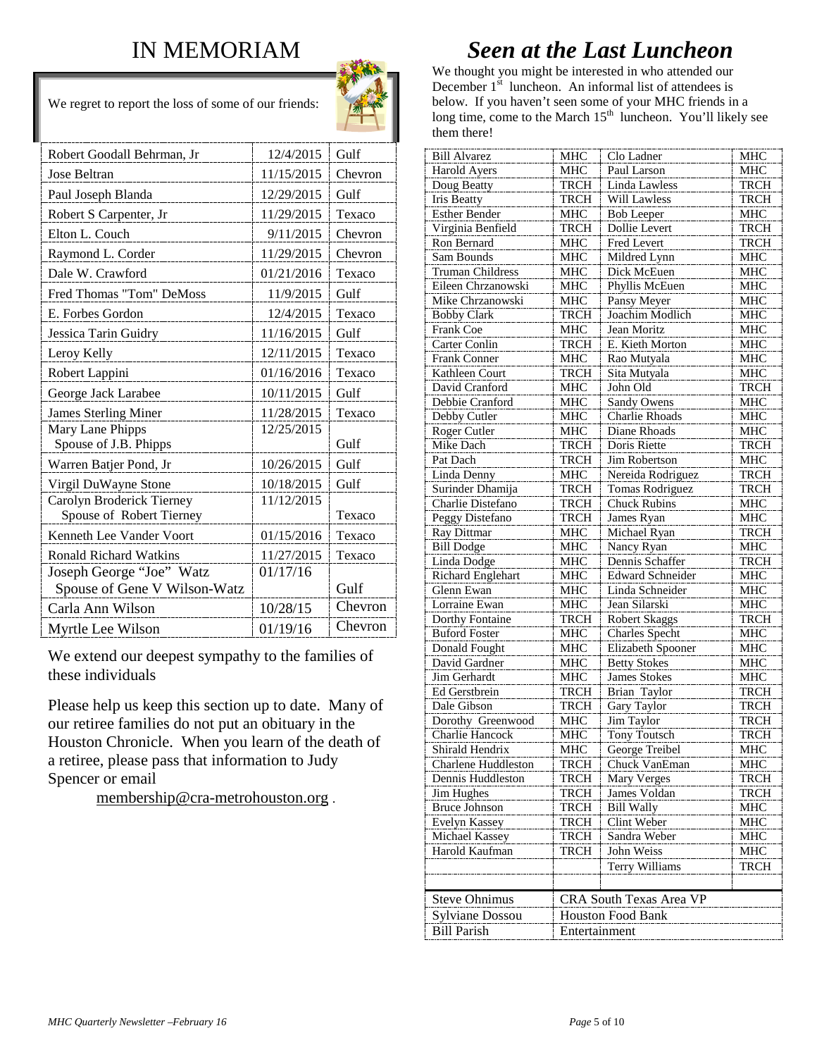# IN MEMORIAM

We regret to report the loss of some of our friends:

| Name | Date | Company |
|---|---|---|
| Robert Goodall Behrman, Jr | 12/4/2015 | Gulf |
| Jose Beltran | 11/15/2015 | Chevron |
| Paul Joseph Blanda | 12/29/2015 | Gulf |
| Robert S Carpenter, Jr | 11/29/2015 | Texaco |
| Elton L. Couch | 9/11/2015 | Chevron |
| Raymond L. Corder | 11/29/2015 | Chevron |
| Dale W. Crawford | 01/21/2016 | Texaco |
| Fred Thomas "Tom" DeMoss | 11/9/2015 | Gulf |
| E. Forbes Gordon | 12/4/2015 | Texaco |
| Jessica Tarin Guidry | 11/16/2015 | Gulf |
| Leroy Kelly | 12/11/2015 | Texaco |
| Robert Lappini | 01/16/2016 | Texaco |
| George Jack Larabee | 10/11/2015 | Gulf |
| James Sterling Miner | 11/28/2015 | Texaco |
| Mary Lane Phipps Spouse of J.B. Phipps | 12/25/2015 | Gulf |
| Warren Batjer Pond, Jr | 10/26/2015 | Gulf |
| Virgil DuWayne Stone | 10/18/2015 | Gulf |
| Carolyn Broderick Tierney Spouse of Robert Tierney | 11/12/2015 | Texaco |
| Kenneth Lee Vander Voort | 01/15/2016 | Texaco |
| Ronald Richard Watkins | 11/27/2015 | Texaco |
| Joseph George "Joe" Watz Spouse of Gene V Wilson-Watz | 01/17/16 | Gulf |
| Carla Ann Wilson | 10/28/15 | Chevron |
| Myrtle Lee Wilson | 01/19/16 | Chevron |

We extend our deepest sympathy to the families of these individuals

Please help us keep this section up to date. Many of our retiree families do not put an obituary in the Houston Chronicle. When you learn of the death of a retiree, please pass that information to Judy Spencer or email

membership@cra-metrohouston.org .

# *Seen at the Last Luncheon*

We thought you might be interested in who attended our December 1st luncheon. An informal list of attendees is below. If you haven't seen some of your MHC friends in a long time, come to the March 15th luncheon. You'll likely see them there!

| Name | Group | Name | Group |
|---|---|---|---|
| Bill Alvarez | MHC | Clo Ladner | MHC |
| Harold Ayers | MHC | Paul Larson | MHC |
| Doug Beatty | TRCH | Linda Lawless | TRCH |
| Iris Beatty | TRCH | Will Lawless | TRCH |
| Esther Bender | MHC | Bob Leeper | MHC |
| Virginia Benfield | TRCH | Dollie Levert | TRCH |
| Ron Bernard | MHC | Fred Levert | TRCH |
| Sam Bounds | MHC | Mildred Lynn | MHC |
| Truman Childress | MHC | Dick McEuen | MHC |
| Eileen Chrzanowski | MHC | Phyllis McEuen | MHC |
| Mike Chrzanowski | MHC | Pansy Meyer | MHC |
| Bobby Clark | TRCH | Joachim Modlich | MHC |
| Frank Coe | MHC | Jean Moritz | MHC |
| Carter Conlin | TRCH | E. Kieth Morton | MHC |
| Frank Conner | MHC | Rao Mutyala | MHC |
| Kathleen Court | TRCH | Sita Mutyala | MHC |
| David Cranford | MHC | John Old | TRCH |
| Debbie Cranford | MHC | Sandy Owens | MHC |
| Debby Cutler | MHC | Charlie Rhoads | MHC |
| Roger Cutler | MHC | Diane Rhoads | MHC |
| Mike Dach | TRCH | Doris Riette | TRCH |
| Pat Dach | TRCH | Jim Robertson | MHC |
| Linda Denny | MHC | Nereida Rodriguez | TRCH |
| Surinder Dhamija | TRCH | Tomas Rodriguez | TRCH |
| Charlie Distefano | TRCH | Chuck Rubins | MHC |
| Peggy Distefano | TRCH | James Ryan | MHC |
| Ray Dittmar | MHC | Michael Ryan | TRCH |
| Bill Dodge | MHC | Nancy Ryan | MHC |
| Linda Dodge | MHC | Dennis Schaffer | TRCH |
| Richard Englehart | MHC | Edward Schneider | MHC |
| Glenn Ewan | MHC | Linda Schneider | MHC |
| Lorraine Ewan | MHC | Jean Silarski | MHC |
| Dorthy Fontaine | TRCH | Robert Skaggs | TRCH |
| Buford Foster | MHC | Charles Specht | MHC |
| Donald Fought | MHC | Elizabeth Spooner | MHC |
| David Gardner | MHC | Betty Stokes | MHC |
| Jim Gerhardt | MHC | James Stokes | MHC |
| Ed Gerstbrein | TRCH | Brian Taylor | TRCH |
| Dale Gibson | TRCH | Gary Taylor | TRCH |
| Dorothy Greenwood | MHC | Jim Taylor | TRCH |
| Charlie Hancock | MHC | Tony Toutsch | TRCH |
| Shirald Hendrix | MHC | George Treibel | MHC |
| Charlene Huddleston | TRCH | Chuck VanEman | MHC |
| Dennis Huddleston | TRCH | Mary Verges | TRCH |
| Jim Hughes | TRCH | James Voldan | TRCH |
| Bruce Johnson | TRCH | Bill Wally | MHC |
| Evelyn Kassey | TRCH | Clint Weber | MHC |
| Michael Kassey | TRCH | Sandra Weber | MHC |
| Harold Kaufman | TRCH | John Weiss | MHC |
| | | Terry Williams | TRCH |

| Guest | Affiliation |
|---|---|
| Steve Ohnimus | CRA South Texas Area VP |
| Sylviane Dossou | Houston Food Bank |
| Bill Parish | Entertainment |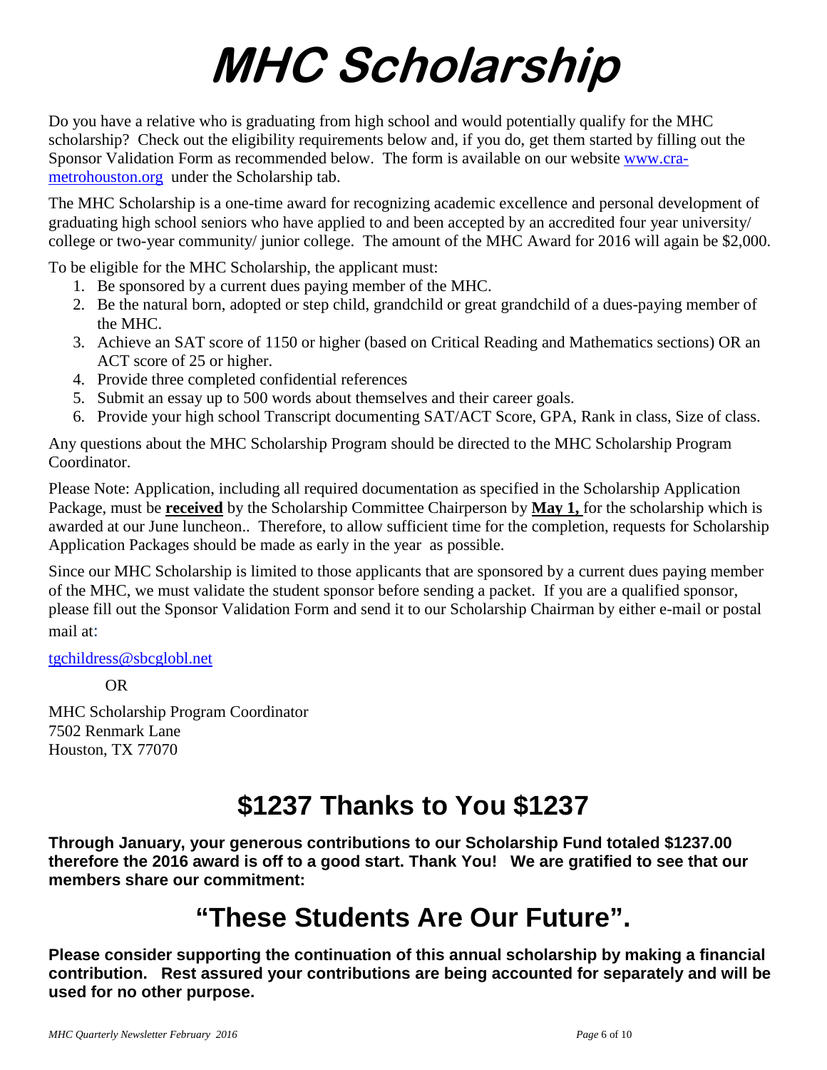# MHC Scholarship

Do you have a relative who is graduating from high school and would potentially qualify for the MHC scholarship? Check out the eligibility requirements below and, if you do, get them started by filling out the Sponsor Validation Form as recommended below. The form is available on our website [www.cra-metrohouston.org](http://www.cra-metrohouston.org) under the Scholarship tab.

The MHC Scholarship is a one-time award for recognizing academic excellence and personal development of graduating high school seniors who have applied to and been accepted by an accredited four year university/ college or two-year community/ junior college. The amount of the MHC Award for 2016 will again be $2,000.

To be eligible for the MHC Scholarship, the applicant must:

1. Be sponsored by a current dues paying member of the MHC.
2. Be the natural born, adopted or step child, grandchild or great grandchild of a dues-paying member of the MHC.
3. Achieve an SAT score of 1150 or higher (based on Critical Reading and Mathematics sections) OR an ACT score of 25 or higher.
4. Provide three completed confidential references
5. Submit an essay up to 500 words about themselves and their career goals.
6. Provide your high school Transcript documenting SAT/ACT Score, GPA, Rank in class, Size of class.

Any questions about the MHC Scholarship Program should be directed to the MHC Scholarship Program Coordinator.

Please Note: Application, including all required documentation as specified in the Scholarship Application Package, must be **received** by the Scholarship Committee Chairperson by **May 1,** for the scholarship which is awarded at our June luncheon.. Therefore, to allow sufficient time for the completion, requests for Scholarship Application Packages should be made as early in the year as possible.

Since our MHC Scholarship is limited to those applicants that are sponsored by a current dues paying member of the MHC, we must validate the student sponsor before sending a packet. If you are a qualified sponsor, please fill out the Sponsor Validation Form and send it to our Scholarship Chairman by either e-mail or postal mail at:

tgchildress@sbcglobl.net

OR

MHC Scholarship Program Coordinator
7502 Renmark Lane
Houston, TX 77070

## $1237 Thanks to You $1237

**Through January, your generous contributions to our Scholarship Fund totaled $1237.00 therefore the 2016 award is off to a good start. Thank You! We are gratified to see that our members share our commitment:**

## "These Students Are Our Future".

**Please consider supporting the continuation of this annual scholarship by making a financial contribution. Rest assured your contributions are being accounted for separately and will be used for no other purpose.**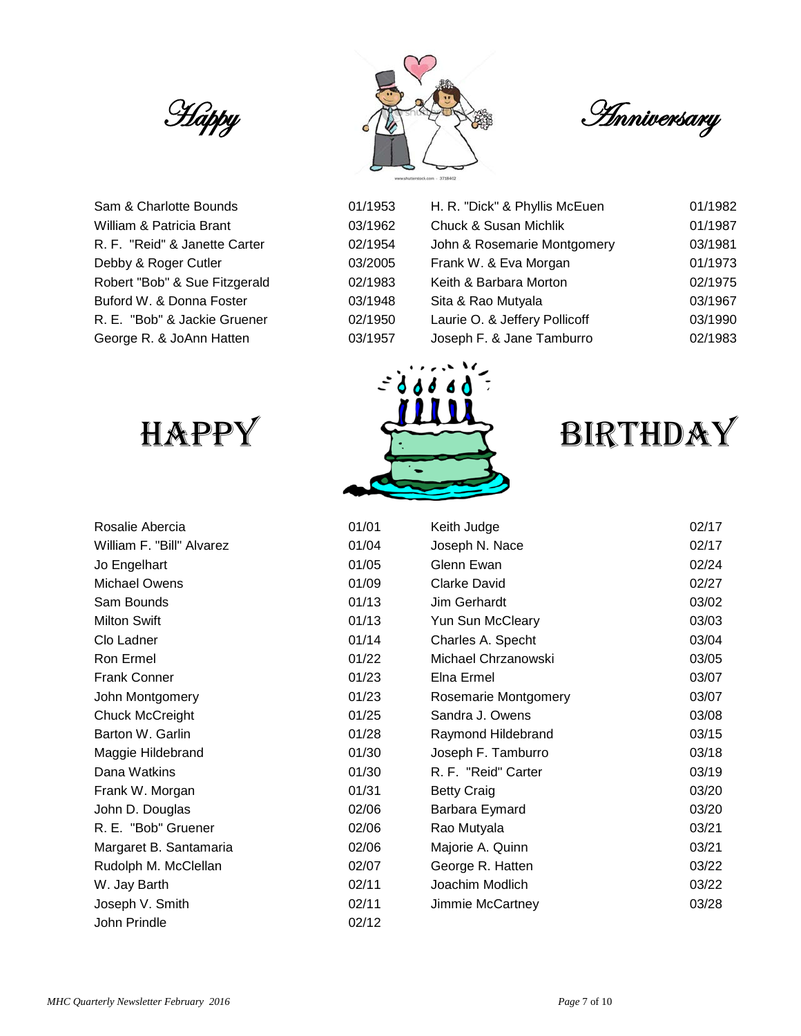# Happy Anniversary

| Name | Date | Name | Date |
|---|---|---|---|
| Sam & Charlotte Bounds | 01/1953 | H. R. "Dick" & Phyllis McEuen | 01/1982 |
| William & Patricia Brant | 03/1962 | Chuck & Susan Michlik | 01/1987 |
| R. F. "Reid" & Janette Carter | 02/1954 | John & Rosemarie Montgomery | 03/1981 |
| Debby & Roger Cutler | 03/2005 | Frank W. & Eva Morgan | 01/1973 |
| Robert "Bob" & Sue Fitzgerald | 02/1983 | Keith & Barbara Morton | 02/1975 |
| Buford W. & Donna Foster | 03/1948 | Sita & Rao Mutyala | 03/1967 |
| R. E. "Bob" & Jackie Gruener | 02/1950 | Laurie O. & Jeffery Pollicoff | 03/1990 |
| George R. & JoAnn Hatten | 03/1957 | Joseph F. & Jane Tamburro | 02/1983 |

# HAPPY BIRTHDAY

| Name | Date | Name | Date |
|---|---|---|---|
| Rosalie Abercia | 01/01 | Keith Judge | 02/17 |
| William F. "Bill" Alvarez | 01/04 | Joseph N. Nace | 02/17 |
| Jo Engelhart | 01/05 | Glenn Ewan | 02/24 |
| Michael Owens | 01/09 | Clarke David | 02/27 |
| Sam Bounds | 01/13 | Jim Gerhardt | 03/02 |
| Milton Swift | 01/13 | Yun Sun McCleary | 03/03 |
| Clo Ladner | 01/14 | Charles A. Specht | 03/04 |
| Ron Ermel | 01/22 | Michael Chrzanowski | 03/05 |
| Frank Conner | 01/23 | Elna Ermel | 03/07 |
| John Montgomery | 01/23 | Rosemarie Montgomery | 03/07 |
| Chuck McCreight | 01/25 | Sandra J. Owens | 03/08 |
| Barton W. Garlin | 01/28 | Raymond Hildebrand | 03/15 |
| Maggie Hildebrand | 01/30 | Joseph F. Tamburro | 03/18 |
| Dana Watkins | 01/30 | R. F. "Reid" Carter | 03/19 |
| Frank W. Morgan | 01/31 | Betty Craig | 03/20 |
| John D. Douglas | 02/06 | Barbara Eymard | 03/20 |
| R. E. "Bob" Gruener | 02/06 | Rao Mutyala | 03/21 |
| Margaret B. Santamaria | 02/06 | Majorie A. Quinn | 03/21 |
| Rudolph M. McClellan | 02/07 | George R. Hatten | 03/22 |
| W. Jay Barth | 02/11 | Joachim Modlich | 03/22 |
| Joseph V. Smith | 02/11 | Jimmie McCartney | 03/28 |
| John Prindle | 02/12 | | |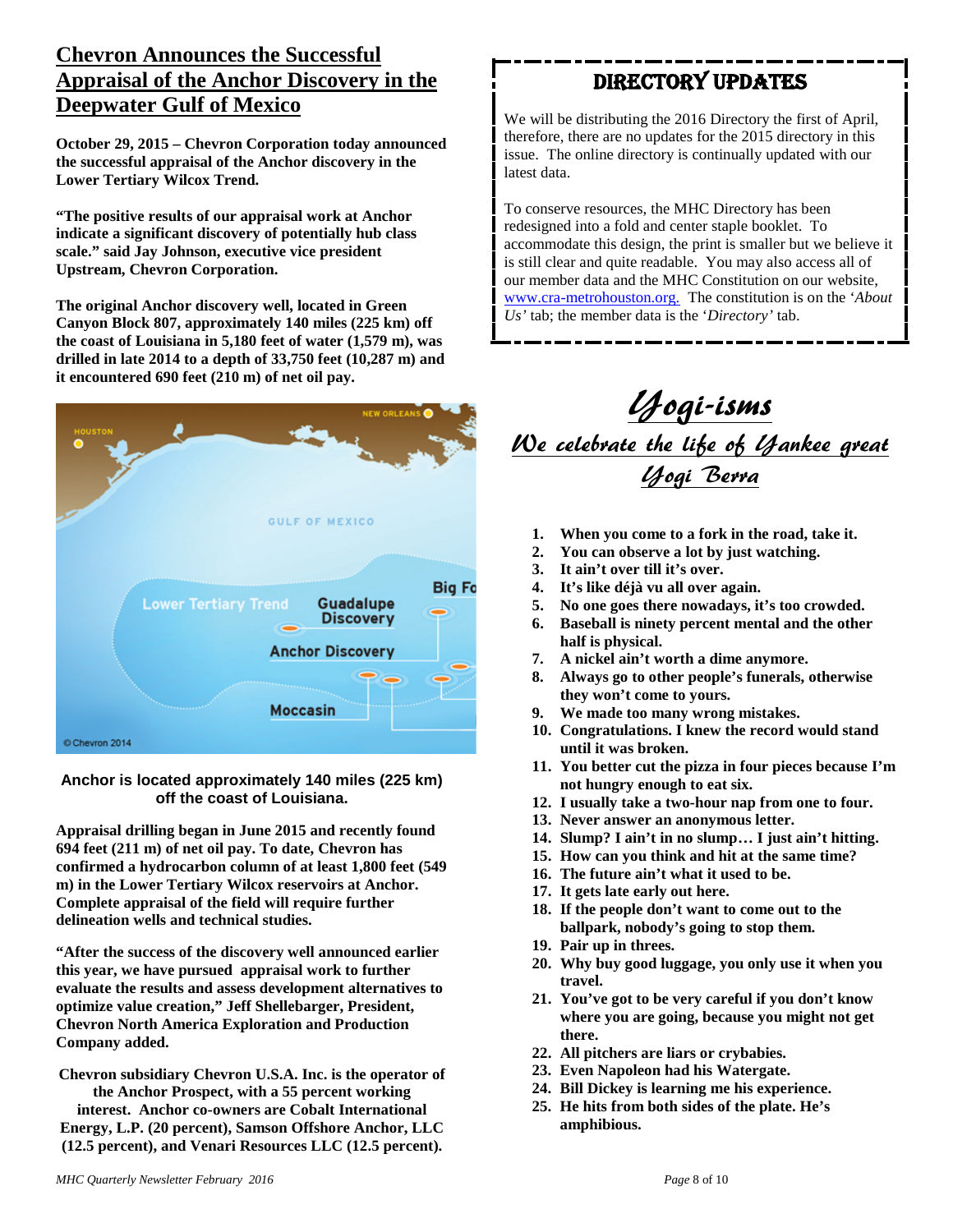## Chevron Announces the Successful Appraisal of the Anchor Discovery in the Deepwater Gulf of Mexico

**October 29, 2015 – Chevron Corporation today announced the successful appraisal of the Anchor discovery in the Lower Tertiary Wilcox Trend.**

**"The positive results of our appraisal work at Anchor indicate a significant discovery of potentially hub class scale." said Jay Johnson, executive vice president Upstream, Chevron Corporation.**

**The original Anchor discovery well, located in Green Canyon Block 807, approximately 140 miles (225 km) off the coast of Louisiana in 5,180 feet of water (1,579 m), was drilled in late 2014 to a depth of 33,750 feet (10,287 m) and it encountered 690 feet (210 m) of net oil pay.**

HOUSTON
NEW ORLEANS
GULF OF MEXICO
Lower Tertiary Trend
Guadalupe Discovery
Big Fo
Anchor Discovery
Moccasin
© Chevron 2014

**Anchor is located approximately 140 miles (225 km) off the coast of Louisiana.**

**Appraisal drilling began in June 2015 and recently found 694 feet (211 m) of net oil pay. To date, Chevron has confirmed a hydrocarbon column of at least 1,800 feet (549 m) in the Lower Tertiary Wilcox reservoirs at Anchor. Complete appraisal of the field will require further delineation wells and technical studies.**

**"After the success of the discovery well announced earlier this year, we have pursued appraisal work to further evaluate the results and assess development alternatives to optimize value creation," Jeff Shellebarger, President, Chevron North America Exploration and Production Company added.**

**Chevron subsidiary Chevron U.S.A. Inc. is the operator of the Anchor Prospect, with a 55 percent working interest. Anchor co-owners are Cobalt International Energy, L.P. (20 percent), Samson Offshore Anchor, LLC (12.5 percent), and Venari Resources LLC (12.5 percent).**

## DIRECTORY UPDATES

We will be distributing the 2016 Directory the first of April, therefore, there are no updates for the 2015 directory in this issue. The online directory is continually updated with our latest data.

To conserve resources, the MHC Directory has been redesigned into a fold and center staple booklet. To accommodate this design, the print is smaller but we believe it is still clear and quite readable. You may also access all of our member data and the MHC Constitution on our website, www.cra-metrohouston.org. The constitution is on the *'About Us'* tab; the member data is the *'Directory'* tab.

## *Yogi-isms*

### *We celebrate the life of Yankee great Yogi Berra*

1. **When you come to a fork in the road, take it.**
2. **You can observe a lot by just watching.**
3. **It ain't over till it's over.**
4. **It's like déjà vu all over again.**
5. **No one goes there nowadays, it's too crowded.**
6. **Baseball is ninety percent mental and the other half is physical.**
7. **A nickel ain't worth a dime anymore.**
8. **Always go to other people's funerals, otherwise they won't come to yours.**
9. **We made too many wrong mistakes.**
10. **Congratulations. I knew the record would stand until it was broken.**
11. **You better cut the pizza in four pieces because I'm not hungry enough to eat six.**
12. **I usually take a two-hour nap from one to four.**
13. **Never answer an anonymous letter.**
14. **Slump? I ain't in no slump… I just ain't hitting.**
15. **How can you think and hit at the same time?**
16. **The future ain't what it used to be.**
17. **It gets late early out here.**
18. **If the people don't want to come out to the ballpark, nobody's going to stop them.**
19. **Pair up in threes.**
20. **Why buy good luggage, you only use it when you travel.**
21. **You've got to be very careful if you don't know where you are going, because you might not get there.**
22. **All pitchers are liars or crybabies.**
23. **Even Napoleon had his Watergate.**
24. **Bill Dickey is learning me his experience.**
25. **He hits from both sides of the plate. He's amphibious.**